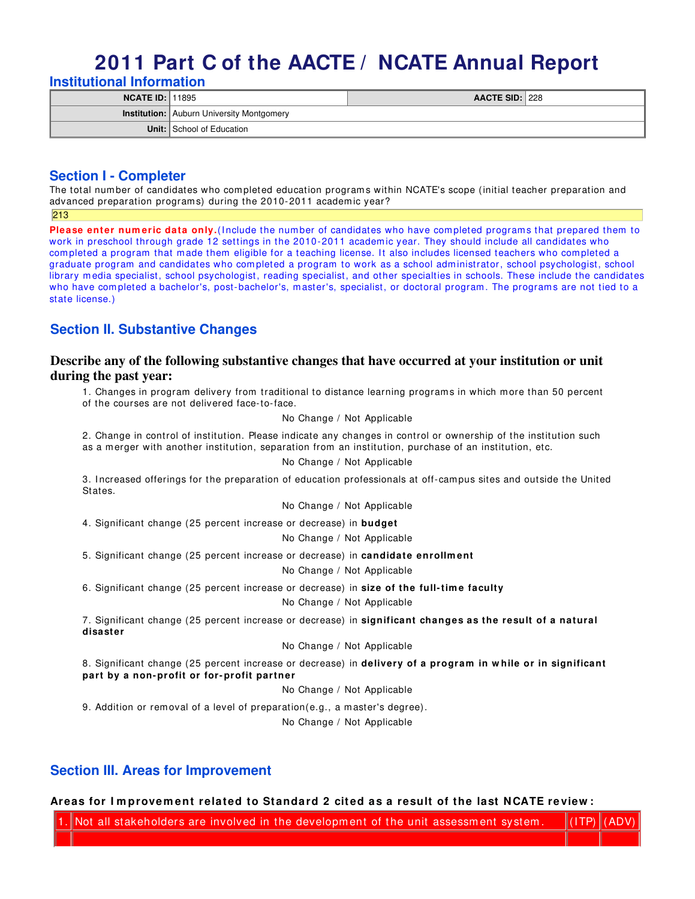# 2011 Part C of the AACTE / NCATE Annual Report

## Institutional Information

| | | | |
|---|---|---|---|
| **NCATE ID:** | 11895 | **AACTE SID:** | 228 |
| **Institution:** | Auburn University Montgomery | | |
| **Unit:** | School of Education | | |

## Section I - Completer

The total number of candidates who completed education programs within NCATE's scope (initial teacher preparation and advanced preparation programs) during the 2010-2011 academic year?

213

**Please enter numeric data only.**(Include the number of candidates who have completed programs that prepared them to work in preschool through grade 12 settings in the 2010-2011 academic year. They should include all candidates who completed a program that made them eligible for a teaching license. It also includes licensed teachers who completed a graduate program and candidates who completed a program to work as a school administrator, school psychologist, school library media specialist, school psychologist, reading specialist, and other specialties in schools. These include the candidates who have completed a bachelor's, post-bachelor's, master's, specialist, or doctoral program. The programs are not tied to a state license.)

## Section II. Substantive Changes

### Describe any of the following substantive changes that have occurred at your institution or unit during the past year:

1. Changes in program delivery from traditional to distance learning programs in which more than 50 percent of the courses are not delivered face-to-face.

   No Change / Not Applicable

2. Change in control of institution. Please indicate any changes in control or ownership of the institution such as a merger with another institution, separation from an institution, purchase of an institution, etc.

   No Change / Not Applicable

3. Increased offerings for the preparation of education professionals at off-campus sites and outside the United States.

   No Change / Not Applicable

4. Significant change (25 percent increase or decrease) in **budget**

   No Change / Not Applicable

5. Significant change (25 percent increase or decrease) in **candidate enrollment**

   No Change / Not Applicable

6. Significant change (25 percent increase or decrease) in **size of the full-time faculty**

   No Change / Not Applicable

7. Significant change (25 percent increase or decrease) in **significant changes as the result of a natural disaster**

   No Change / Not Applicable

8. Significant change (25 percent increase or decrease) in **delivery of a program in while or in significant part by a non-profit or for-profit partner**

   No Change / Not Applicable

9. Addition or removal of a level of preparation(e.g., a master's degree).

   No Change / Not Applicable

## Section III. Areas for Improvement

**Areas for Improvement related to Standard 2 cited as a result of the last NCATE review:**

| | | | |
|---|---|---|---|
| 1. | Not all stakeholders are involved in the development of the unit assessment system. | (ITP) | (ADV) |
| | | | |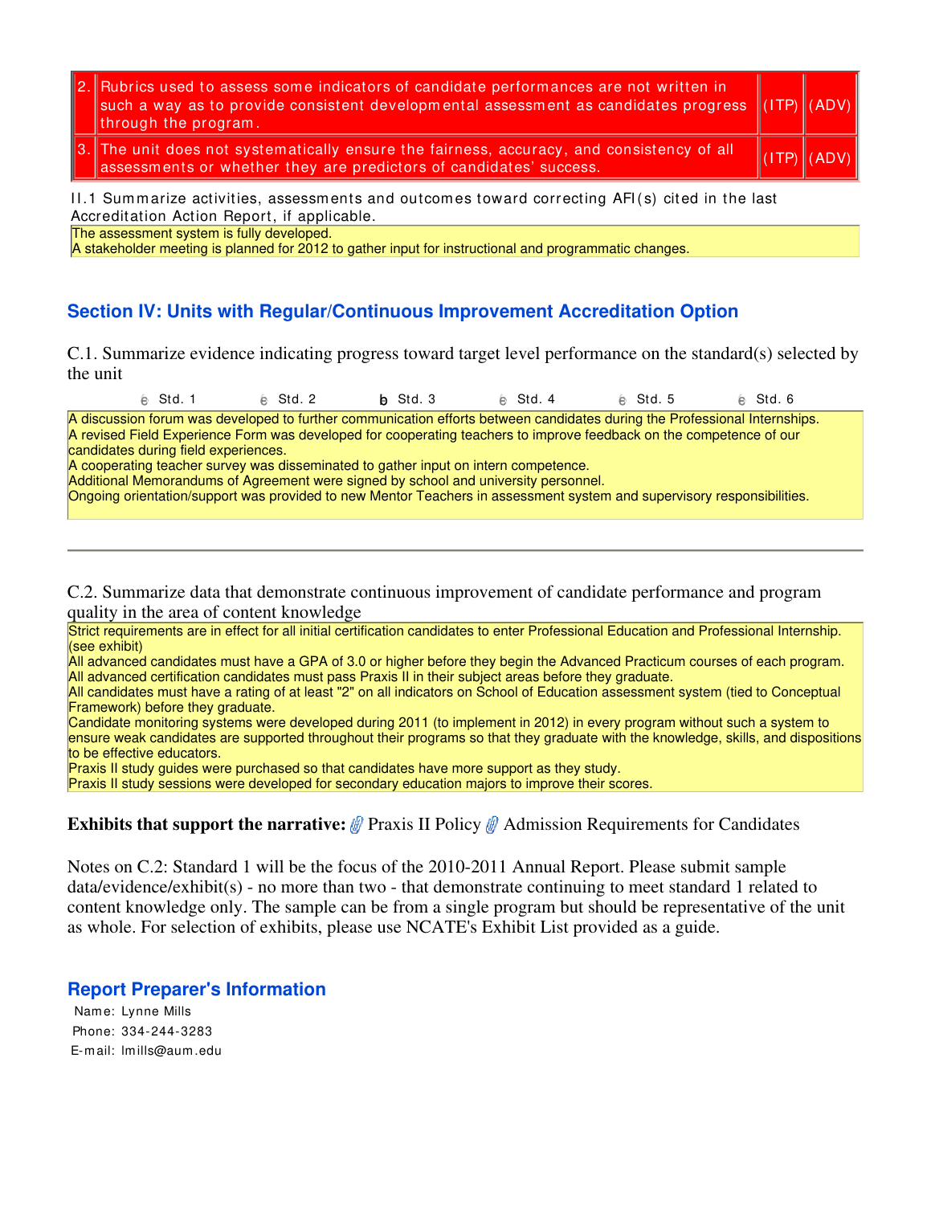| | | | |
|---|---|---|---|
| 2. | Rubrics used to assess some indicators of candidate performances are not written in such a way as to provide consistent developmental assessment as candidates progress through the program. | (ITP) | (ADV) |
| 3. | The unit does not systematically ensure the fairness, accuracy, and consistency of all assessments or whether they are predictors of candidates' success. | (ITP) | (ADV) |

II.1 Summarize activities, assessments and outcomes toward correcting AFI(s) cited in the last Accreditation Action Report, if applicable.

The assessment system is fully developed.
A stakeholder meeting is planned for 2012 to gather input for instructional and programmatic changes.

## Section IV: Units with Regular/Continuous Improvement Accreditation Option

C.1. Summarize evidence indicating progress toward target level performance on the standard(s) selected by the unit

Std. 1 Std. 2 Std. 3 Std. 4 Std. 5 Std. 6

A discussion forum was developed to further communication efforts between candidates during the Professional Internships.
A revised Field Experience Form was developed for cooperating teachers to improve feedback on the competence of our candidates during field experiences.
A cooperating teacher survey was disseminated to gather input on intern competence.
Additional Memorandums of Agreement were signed by school and university personnel.
Ongoing orientation/support was provided to new Mentor Teachers in assessment system and supervisory responsibilities.

---

C.2. Summarize data that demonstrate continuous improvement of candidate performance and program quality in the area of content knowledge

Strict requirements are in effect for all initial certification candidates to enter Professional Education and Professional Internship. (see exhibit)
All advanced candidates must have a GPA of 3.0 or higher before they begin the Advanced Practicum courses of each program.
All advanced certification candidates must pass Praxis II in their subject areas before they graduate.
All candidates must have a rating of at least "2" on all indicators on School of Education assessment system (tied to Conceptual Framework) before they graduate.
Candidate monitoring systems were developed during 2011 (to implement in 2012) in every program without such a system to ensure weak candidates are supported throughout their programs so that they graduate with the knowledge, skills, and dispositions to be effective educators.
Praxis II study guides were purchased so that candidates have more support as they study.
Praxis II study sessions were developed for secondary education majors to improve their scores.

**Exhibits that support the narrative:** Praxis II Policy Admission Requirements for Candidates

Notes on C.2: Standard 1 will be the focus of the 2010-2011 Annual Report. Please submit sample data/evidence/exhibit(s) - no more than two - that demonstrate continuing to meet standard 1 related to content knowledge only. The sample can be from a single program but should be representative of the unit as whole. For selection of exhibits, please use NCATE's Exhibit List provided as a guide.

## Report Preparer's Information

Name: Lynne Mills
Phone: 334-244-3283
E-mail: lmills@aum.edu